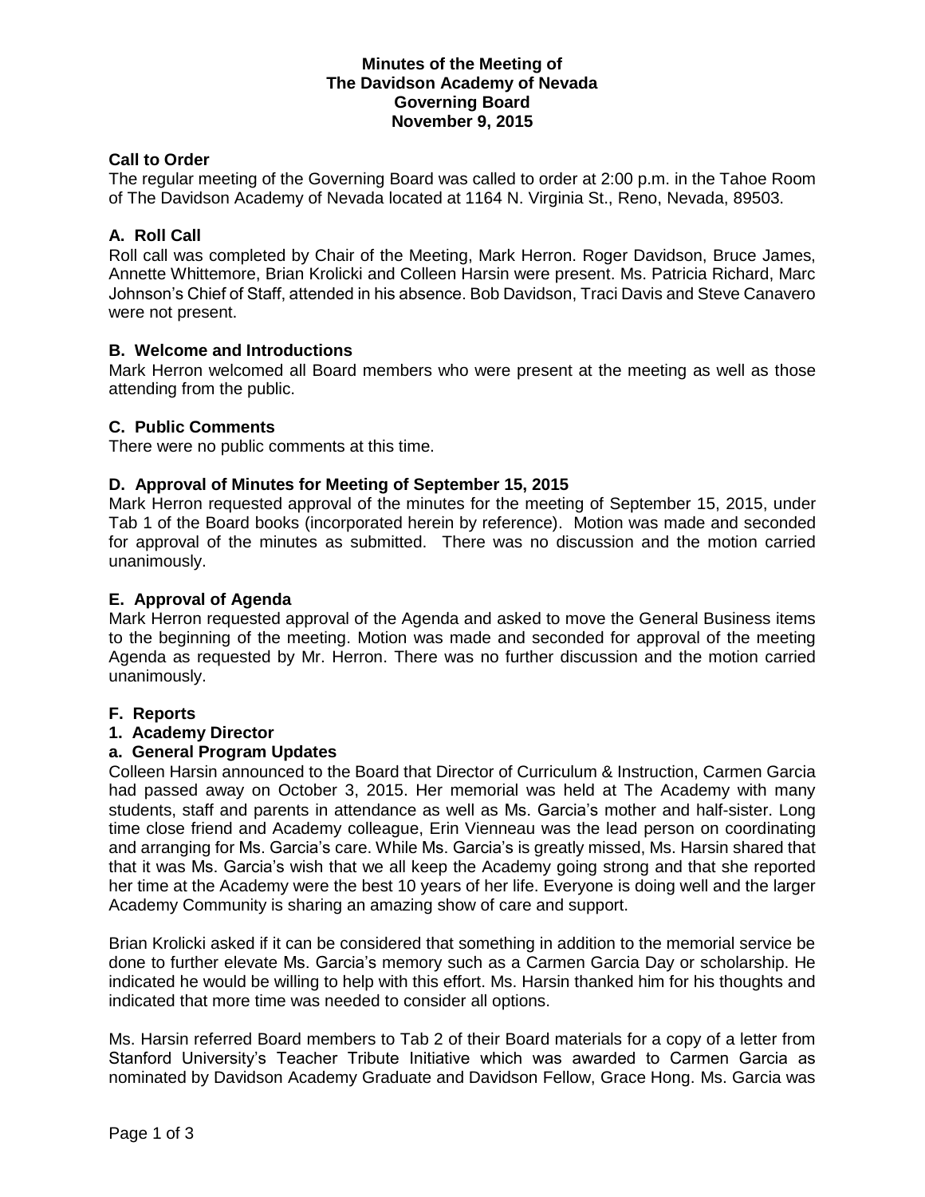**Minutes of the Meeting of**
**The Davidson Academy of Nevada**
**Governing Board**
**November 9, 2015**

### Call to Order

The regular meeting of the Governing Board was called to order at 2:00 p.m. in the Tahoe Room of The Davidson Academy of Nevada located at 1164 N. Virginia St., Reno, Nevada, 89503.

### A. Roll Call

Roll call was completed by Chair of the Meeting, Mark Herron. Roger Davidson, Bruce James, Annette Whittemore, Brian Krolicki and Colleen Harsin were present. Ms. Patricia Richard, Marc Johnson's Chief of Staff, attended in his absence. Bob Davidson, Traci Davis and Steve Canavero were not present.

### B. Welcome and Introductions

Mark Herron welcomed all Board members who were present at the meeting as well as those attending from the public.

### C. Public Comments

There were no public comments at this time.

### D. Approval of Minutes for Meeting of September 15, 2015

Mark Herron requested approval of the minutes for the meeting of September 15, 2015, under Tab 1 of the Board books (incorporated herein by reference). Motion was made and seconded for approval of the minutes as submitted. There was no discussion and the motion carried unanimously.

### E. Approval of Agenda

Mark Herron requested approval of the Agenda and asked to move the General Business items to the beginning of the meeting. Motion was made and seconded for approval of the meeting Agenda as requested by Mr. Herron. There was no further discussion and the motion carried unanimously.

### F. Reports

#### 1. Academy Director

#### a. General Program Updates

Colleen Harsin announced to the Board that Director of Curriculum & Instruction, Carmen Garcia had passed away on October 3, 2015. Her memorial was held at The Academy with many students, staff and parents in attendance as well as Ms. Garcia's mother and half-sister. Long time close friend and Academy colleague, Erin Vienneau was the lead person on coordinating and arranging for Ms. Garcia's care. While Ms. Garcia's is greatly missed, Ms. Harsin shared that that it was Ms. Garcia's wish that we all keep the Academy going strong and that she reported her time at the Academy were the best 10 years of her life. Everyone is doing well and the larger Academy Community is sharing an amazing show of care and support.

Brian Krolicki asked if it can be considered that something in addition to the memorial service be done to further elevate Ms. Garcia's memory such as a Carmen Garcia Day or scholarship. He indicated he would be willing to help with this effort. Ms. Harsin thanked him for his thoughts and indicated that more time was needed to consider all options.

Ms. Harsin referred Board members to Tab 2 of their Board materials for a copy of a letter from Stanford University's Teacher Tribute Initiative which was awarded to Carmen Garcia as nominated by Davidson Academy Graduate and Davidson Fellow, Grace Hong. Ms. Garcia was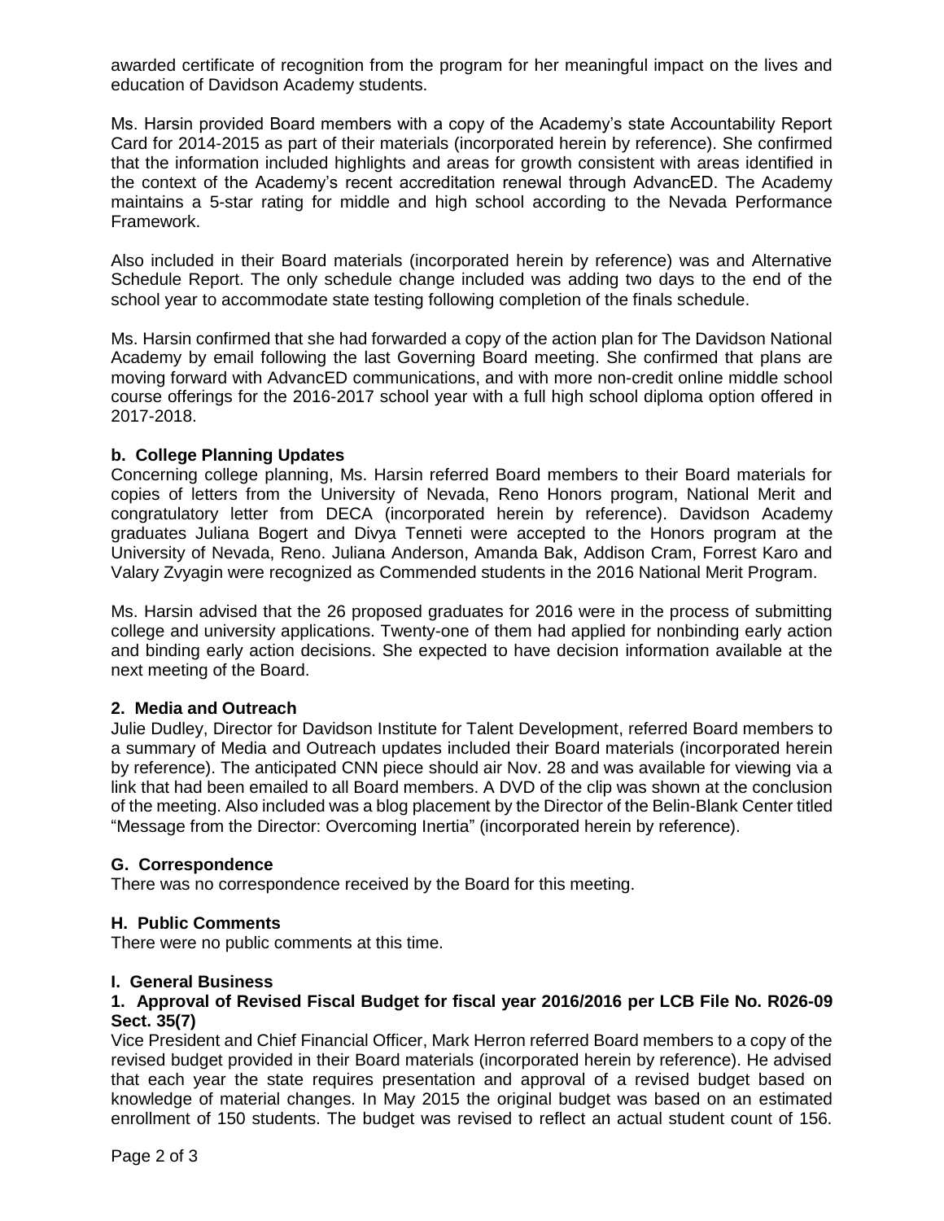awarded certificate of recognition from the program for her meaningful impact on the lives and education of Davidson Academy students.

Ms. Harsin provided Board members with a copy of the Academy's state Accountability Report Card for 2014-2015 as part of their materials (incorporated herein by reference). She confirmed that the information included highlights and areas for growth consistent with areas identified in the context of the Academy's recent accreditation renewal through AdvancED. The Academy maintains a 5-star rating for middle and high school according to the Nevada Performance Framework.

Also included in their Board materials (incorporated herein by reference) was and Alternative Schedule Report. The only schedule change included was adding two days to the end of the school year to accommodate state testing following completion of the finals schedule.

Ms. Harsin confirmed that she had forwarded a copy of the action plan for The Davidson National Academy by email following the last Governing Board meeting. She confirmed that plans are moving forward with AdvancED communications, and with more non-credit online middle school course offerings for the 2016-2017 school year with a full high school diploma option offered in 2017-2018.

**b. College Planning Updates**

Concerning college planning, Ms. Harsin referred Board members to their Board materials for copies of letters from the University of Nevada, Reno Honors program, National Merit and congratulatory letter from DECA (incorporated herein by reference). Davidson Academy graduates Juliana Bogert and Divya Tenneti were accepted to the Honors program at the University of Nevada, Reno. Juliana Anderson, Amanda Bak, Addison Cram, Forrest Karo and Valary Zvyagin were recognized as Commended students in the 2016 National Merit Program.

Ms. Harsin advised that the 26 proposed graduates for 2016 were in the process of submitting college and university applications. Twenty-one of them had applied for nonbinding early action and binding early action decisions. She expected to have decision information available at the next meeting of the Board.

**2. Media and Outreach**

Julie Dudley, Director for Davidson Institute for Talent Development, referred Board members to a summary of Media and Outreach updates included their Board materials (incorporated herein by reference). The anticipated CNN piece should air Nov. 28 and was available for viewing via a link that had been emailed to all Board members. A DVD of the clip was shown at the conclusion of the meeting. Also included was a blog placement by the Director of the Belin-Blank Center titled "Message from the Director: Overcoming Inertia" (incorporated herein by reference).

**G. Correspondence**

There was no correspondence received by the Board for this meeting.

**H. Public Comments**

There were no public comments at this time.

**I. General Business**

**1. Approval of Revised Fiscal Budget for fiscal year 2016/2016 per LCB File No. R026-09 Sect. 35(7)**

Vice President and Chief Financial Officer, Mark Herron referred Board members to a copy of the revised budget provided in their Board materials (incorporated herein by reference). He advised that each year the state requires presentation and approval of a revised budget based on knowledge of material changes. In May 2015 the original budget was based on an estimated enrollment of 150 students. The budget was revised to reflect an actual student count of 156.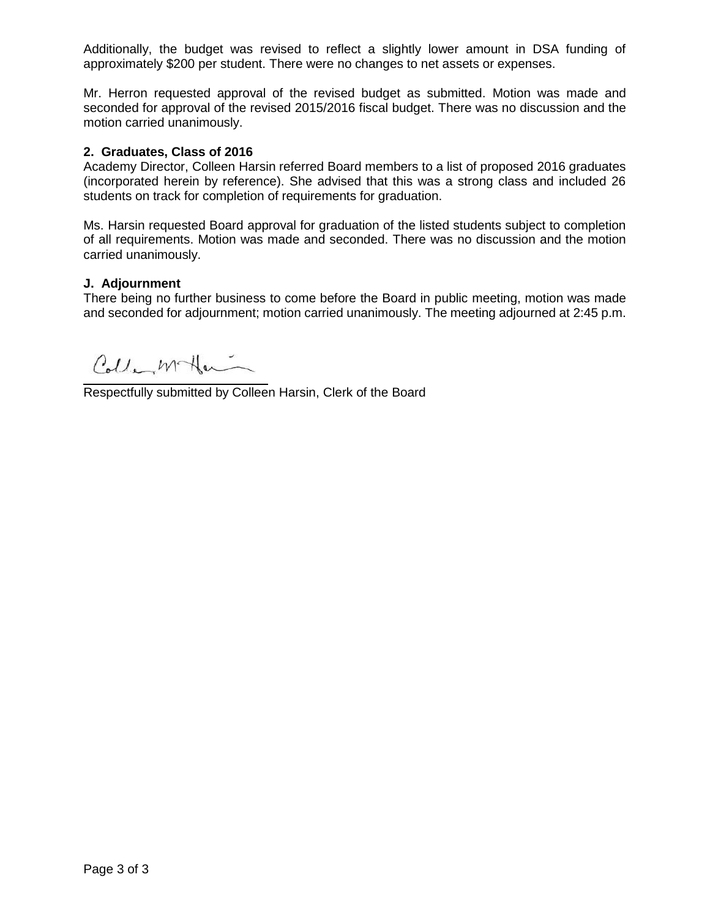Additionally, the budget was revised to reflect a slightly lower amount in DSA funding of approximately $200 per student. There were no changes to net assets or expenses.

Mr. Herron requested approval of the revised budget as submitted. Motion was made and seconded for approval of the revised 2015/2016 fiscal budget. There was no discussion and the motion carried unanimously.

**2. Graduates, Class of 2016**

Academy Director, Colleen Harsin referred Board members to a list of proposed 2016 graduates (incorporated herein by reference). She advised that this was a strong class and included 26 students on track for completion of requirements for graduation.

Ms. Harsin requested Board approval for graduation of the listed students subject to completion of all requirements. Motion was made and seconded. There was no discussion and the motion carried unanimously.

**J. Adjournment**

There being no further business to come before the Board in public meeting, motion was made and seconded for adjournment; motion carried unanimously. The meeting adjourned at 2:45 p.m.

Respectfully submitted by Colleen Harsin, Clerk of the Board